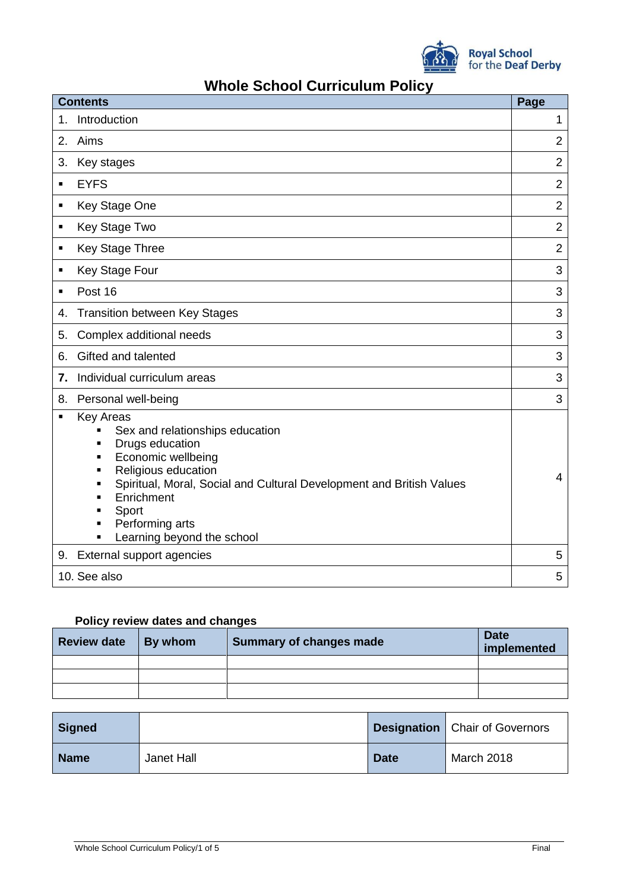Royal School for the Deaf Derby

# Whole School Curriculum Policy

| Contents | Page |
| --- | --- |
| 1. Introduction | 1 |
| 2. Aims | 2 |
| 3. Key stages | 2 |
| ▪ EYFS | 2 |
| ▪ Key Stage One | 2 |
| ▪ Key Stage Two | 2 |
| ▪ Key Stage Three | 2 |
| ▪ Key Stage Four | 3 |
| ▪ Post 16 | 3 |
| 4. Transition between Key Stages | 3 |
| 5. Complex additional needs | 3 |
| 6. Gifted and talented | 3 |
| **7.** Individual curriculum areas | 3 |
| 8. Personal well-being | 3 |
| ▪ Key Areas<br>▪ Sex and relationships education<br>▪ Drugs education<br>▪ Economic wellbeing<br>▪ Religious education<br>▪ Spiritual, Moral, Social and Cultural Development and British Values<br>▪ Enrichment<br>▪ Sport<br>▪ Performing arts<br>▪ Learning beyond the school | 4 |
| 9. External support agencies | 5 |
| 10. See also | 5 |

**Policy review dates and changes**

| Review date | By whom | Summary of changes made | Date implemented |
| --- | --- | --- | --- |
| | | | |
| | | | |
| | | | |

| **Signed** | | **Designation** | Chair of Governors |
| --- | --- | --- | --- |
| **Name** | Janet Hall | **Date** | March 2018 |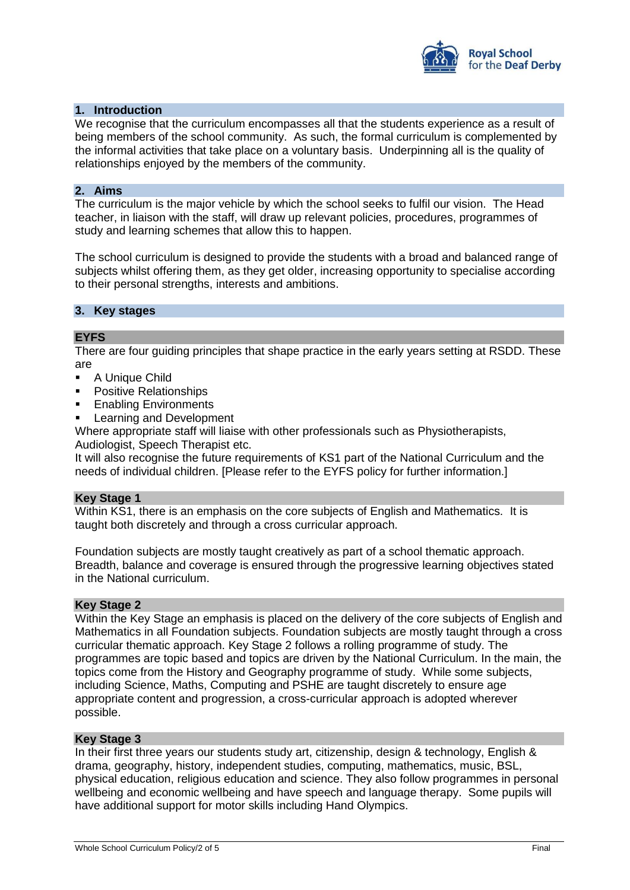## 1. Introduction

We recognise that the curriculum encompasses all that the students experience as a result of being members of the school community. As such, the formal curriculum is complemented by the informal activities that take place on a voluntary basis. Underpinning all is the quality of relationships enjoyed by the members of the community.

## 2. Aims

The curriculum is the major vehicle by which the school seeks to fulfil our vision. The Head teacher, in liaison with the staff, will draw up relevant policies, procedures, programmes of study and learning schemes that allow this to happen.

The school curriculum is designed to provide the students with a broad and balanced range of subjects whilst offering them, as they get older, increasing opportunity to specialise according to their personal strengths, interests and ambitions.

## 3. Key stages

### EYFS

There are four guiding principles that shape practice in the early years setting at RSDD. These are

- A Unique Child
- Positive Relationships
- Enabling Environments
- Learning and Development

Where appropriate staff will liaise with other professionals such as Physiotherapists, Audiologist, Speech Therapist etc.

It will also recognise the future requirements of KS1 part of the National Curriculum and the needs of individual children. [Please refer to the EYFS policy for further information.]

### Key Stage 1

Within KS1, there is an emphasis on the core subjects of English and Mathematics. It is taught both discretely and through a cross curricular approach.

Foundation subjects are mostly taught creatively as part of a school thematic approach. Breadth, balance and coverage is ensured through the progressive learning objectives stated in the National curriculum.

### Key Stage 2

Within the Key Stage an emphasis is placed on the delivery of the core subjects of English and Mathematics in all Foundation subjects. Foundation subjects are mostly taught through a cross curricular thematic approach. Key Stage 2 follows a rolling programme of study. The programmes are topic based and topics are driven by the National Curriculum. In the main, the topics come from the History and Geography programme of study. While some subjects, including Science, Maths, Computing and PSHE are taught discretely to ensure age appropriate content and progression, a cross-curricular approach is adopted wherever possible.

### Key Stage 3

In their first three years our students study art, citizenship, design & technology, English & drama, geography, history, independent studies, computing, mathematics, music, BSL, physical education, religious education and science. They also follow programmes in personal wellbeing and economic wellbeing and have speech and language therapy. Some pupils will have additional support for motor skills including Hand Olympics.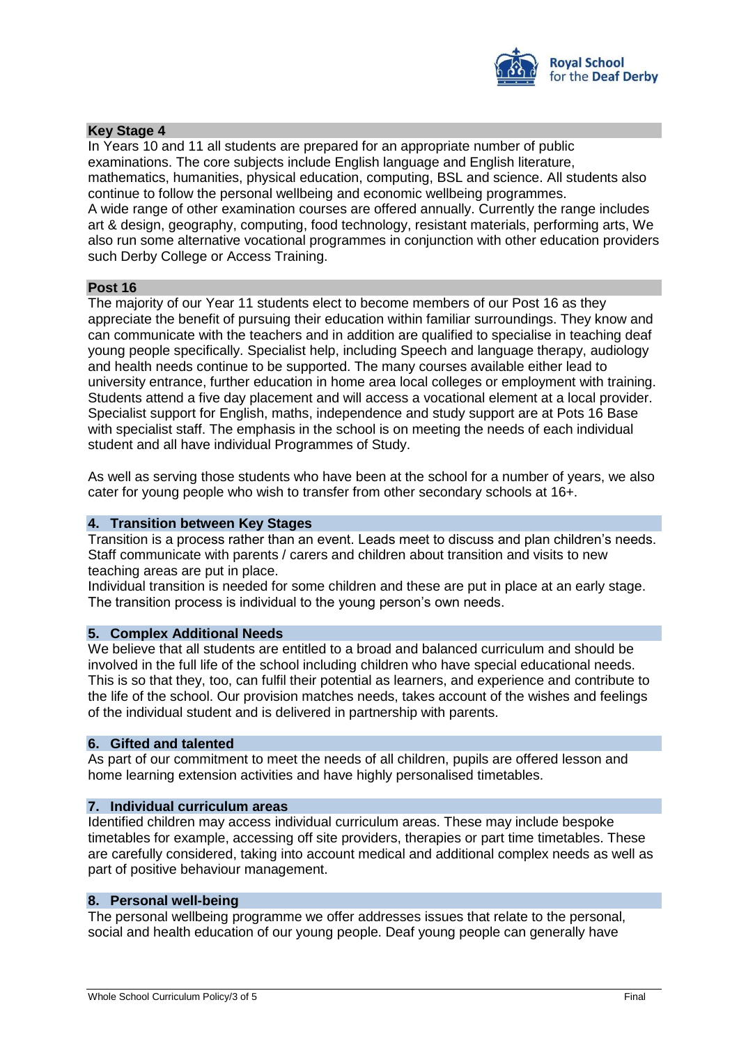## Key Stage 4

In Years 10 and 11 all students are prepared for an appropriate number of public examinations. The core subjects include English language and English literature, mathematics, humanities, physical education, computing, BSL and science. All students also continue to follow the personal wellbeing and economic wellbeing programmes.
A wide range of other examination courses are offered annually. Currently the range includes art & design, geography, computing, food technology, resistant materials, performing arts, We also run some alternative vocational programmes in conjunction with other education providers such Derby College or Access Training.

## Post 16

The majority of our Year 11 students elect to become members of our Post 16 as they appreciate the benefit of pursuing their education within familiar surroundings. They know and can communicate with the teachers and in addition are qualified to specialise in teaching deaf young people specifically. Specialist help, including Speech and language therapy, audiology and health needs continue to be supported. The many courses available either lead to university entrance, further education in home area local colleges or employment with training. Students attend a five day placement and will access a vocational element at a local provider. Specialist support for English, maths, independence and study support are at Pots 16 Base with specialist staff. The emphasis in the school is on meeting the needs of each individual student and all have individual Programmes of Study.

As well as serving those students who have been at the school for a number of years, we also cater for young people who wish to transfer from other secondary schools at 16+.

## 4. Transition between Key Stages

Transition is a process rather than an event. Leads meet to discuss and plan children's needs. Staff communicate with parents / carers and children about transition and visits to new teaching areas are put in place.
Individual transition is needed for some children and these are put in place at an early stage. The transition process is individual to the young person's own needs.

## 5. Complex Additional Needs

We believe that all students are entitled to a broad and balanced curriculum and should be involved in the full life of the school including children who have special educational needs. This is so that they, too, can fulfil their potential as learners, and experience and contribute to the life of the school. Our provision matches needs, takes account of the wishes and feelings of the individual student and is delivered in partnership with parents.

## 6. Gifted and talented

As part of our commitment to meet the needs of all children, pupils are offered lesson and home learning extension activities and have highly personalised timetables.

## 7. Individual curriculum areas

Identified children may access individual curriculum areas. These may include bespoke timetables for example, accessing off site providers, therapies or part time timetables. These are carefully considered, taking into account medical and additional complex needs as well as part of positive behaviour management.

## 8. Personal well-being

The personal wellbeing programme we offer addresses issues that relate to the personal, social and health education of our young people. Deaf young people can generally have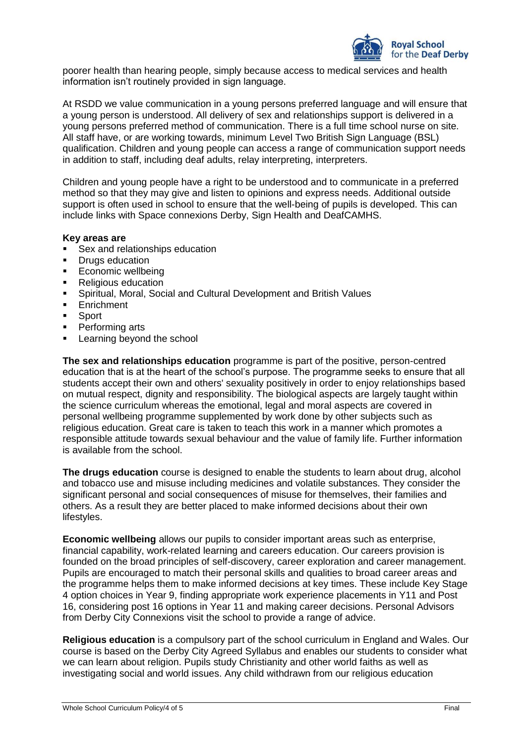poorer health than hearing people, simply because access to medical services and health information isn't routinely provided in sign language.

At RSDD we value communication in a young persons preferred language and will ensure that a young person is understood. All delivery of sex and relationships support is delivered in a young persons preferred method of communication. There is a full time school nurse on site. All staff have, or are working towards, minimum Level Two British Sign Language (BSL) qualification. Children and young people can access a range of communication support needs in addition to staff, including deaf adults, relay interpreting, interpreters.

Children and young people have a right to be understood and to communicate in a preferred method so that they may give and listen to opinions and express needs. Additional outside support is often used in school to ensure that the well-being of pupils is developed. This can include links with Space connexions Derby, Sign Health and DeafCAMHS.

**Key areas are**

- Sex and relationships education
- Drugs education
- Economic wellbeing
- Religious education
- Spiritual, Moral, Social and Cultural Development and British Values
- Enrichment
- Sport
- Performing arts
- Learning beyond the school

**The sex and relationships education** programme is part of the positive, person-centred education that is at the heart of the school's purpose. The programme seeks to ensure that all students accept their own and others' sexuality positively in order to enjoy relationships based on mutual respect, dignity and responsibility. The biological aspects are largely taught within the science curriculum whereas the emotional, legal and moral aspects are covered in personal wellbeing programme supplemented by work done by other subjects such as religious education. Great care is taken to teach this work in a manner which promotes a responsible attitude towards sexual behaviour and the value of family life. Further information is available from the school.

**The drugs education** course is designed to enable the students to learn about drug, alcohol and tobacco use and misuse including medicines and volatile substances. They consider the significant personal and social consequences of misuse for themselves, their families and others. As a result they are better placed to make informed decisions about their own lifestyles.

**Economic wellbeing** allows our pupils to consider important areas such as enterprise, financial capability, work-related learning and careers education. Our careers provision is founded on the broad principles of self-discovery, career exploration and career management. Pupils are encouraged to match their personal skills and qualities to broad career areas and the programme helps them to make informed decisions at key times. These include Key Stage 4 option choices in Year 9, finding appropriate work experience placements in Y11 and Post 16, considering post 16 options in Year 11 and making career decisions. Personal Advisors from Derby City Connexions visit the school to provide a range of advice.

**Religious education** is a compulsory part of the school curriculum in England and Wales. Our course is based on the Derby City Agreed Syllabus and enables our students to consider what we can learn about religion. Pupils study Christianity and other world faiths as well as investigating social and world issues. Any child withdrawn from our religious education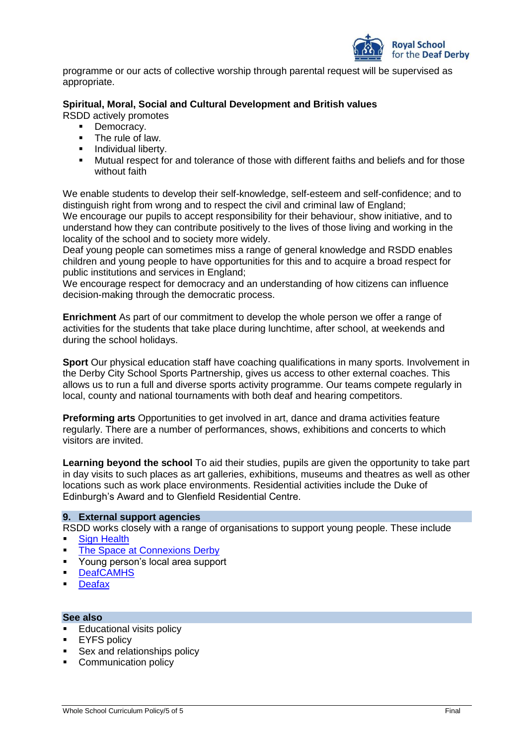programme or our acts of collective worship through parental request will be supervised as appropriate.

**Spiritual, Moral, Social and Cultural Development and British values**

RSDD actively promotes

- Democracy.
- The rule of law.
- Individual liberty.
- Mutual respect for and tolerance of those with different faiths and beliefs and for those without faith

We enable students to develop their self-knowledge, self-esteem and self-confidence; and to distinguish right from wrong and to respect the civil and criminal law of England;
We encourage our pupils to accept responsibility for their behaviour, show initiative, and to understand how they can contribute positively to the lives of those living and working in the locality of the school and to society more widely.
Deaf young people can sometimes miss a range of general knowledge and RSDD enables children and young people to have opportunities for this and to acquire a broad respect for public institutions and services in England;
We encourage respect for democracy and an understanding of how citizens can influence decision-making through the democratic process.

**Enrichment** As part of our commitment to develop the whole person we offer a range of activities for the students that take place during lunchtime, after school, at weekends and during the school holidays.

**Sport** Our physical education staff have coaching qualifications in many sports. Involvement in the Derby City School Sports Partnership, gives us access to other external coaches. This allows us to run a full and diverse sports activity programme. Our teams compete regularly in local, county and national tournaments with both deaf and hearing competitors.

**Preforming arts** Opportunities to get involved in art, dance and drama activities feature regularly. There are a number of performances, shows, exhibitions and concerts to which visitors are invited.

**Learning beyond the school** To aid their studies, pupils are given the opportunity to take part in day visits to such places as art galleries, exhibitions, museums and theatres as well as other locations such as work place environments. Residential activities include the Duke of Edinburgh's Award and to Glenfield Residential Centre.

## 9. External support agencies

RSDD works closely with a range of organisations to support young people. These include

- Sign Health
- The Space at Connexions Derby
- Young person's local area support
- DeafCAMHS
- Deafax

## See also

- Educational visits policy
- EYFS policy
- Sex and relationships policy
- Communication policy